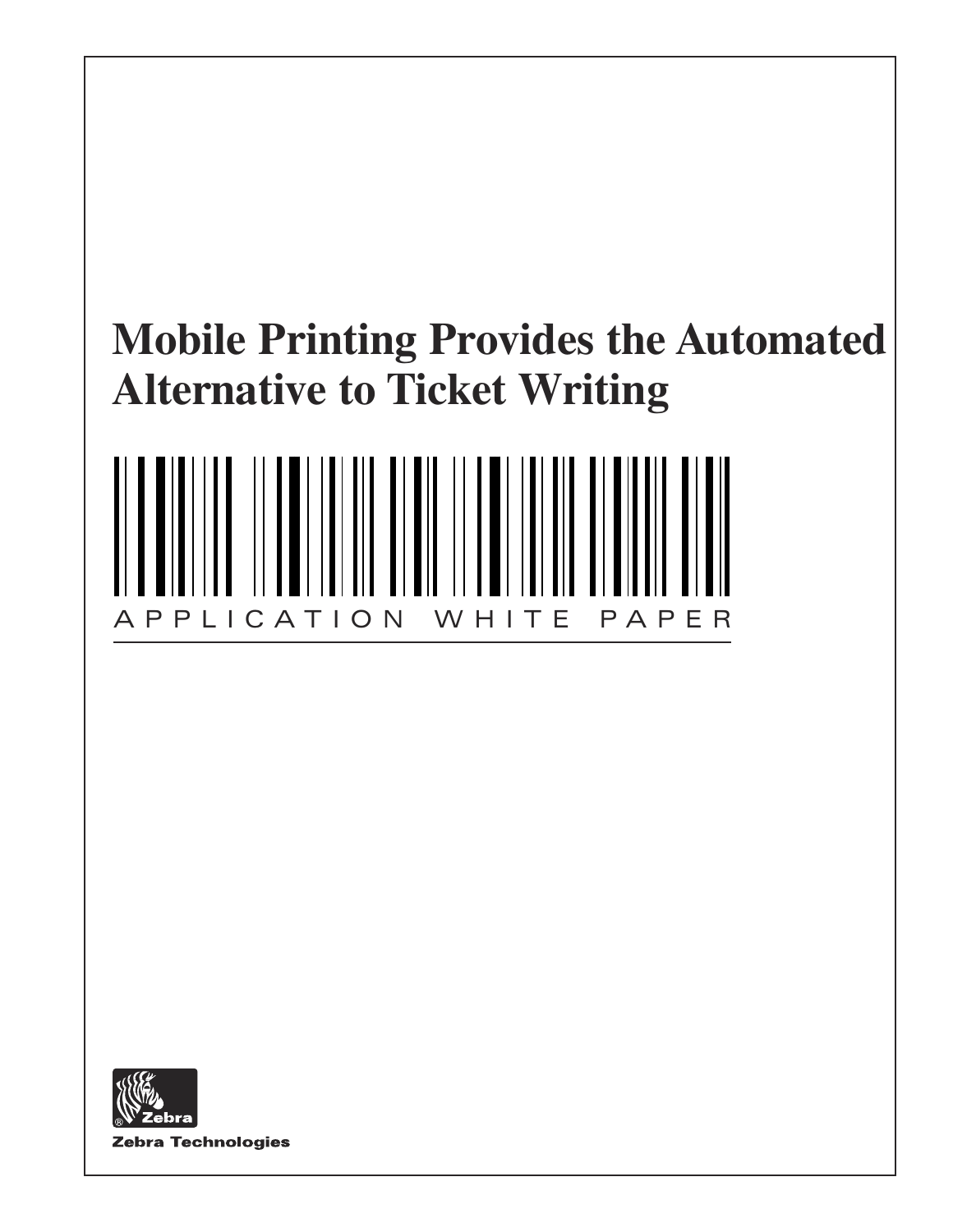# Mobile Printing Provides the Automated Alternative to Ticket Writing

APPLICATION WHITE PAPER

Zebra Technologies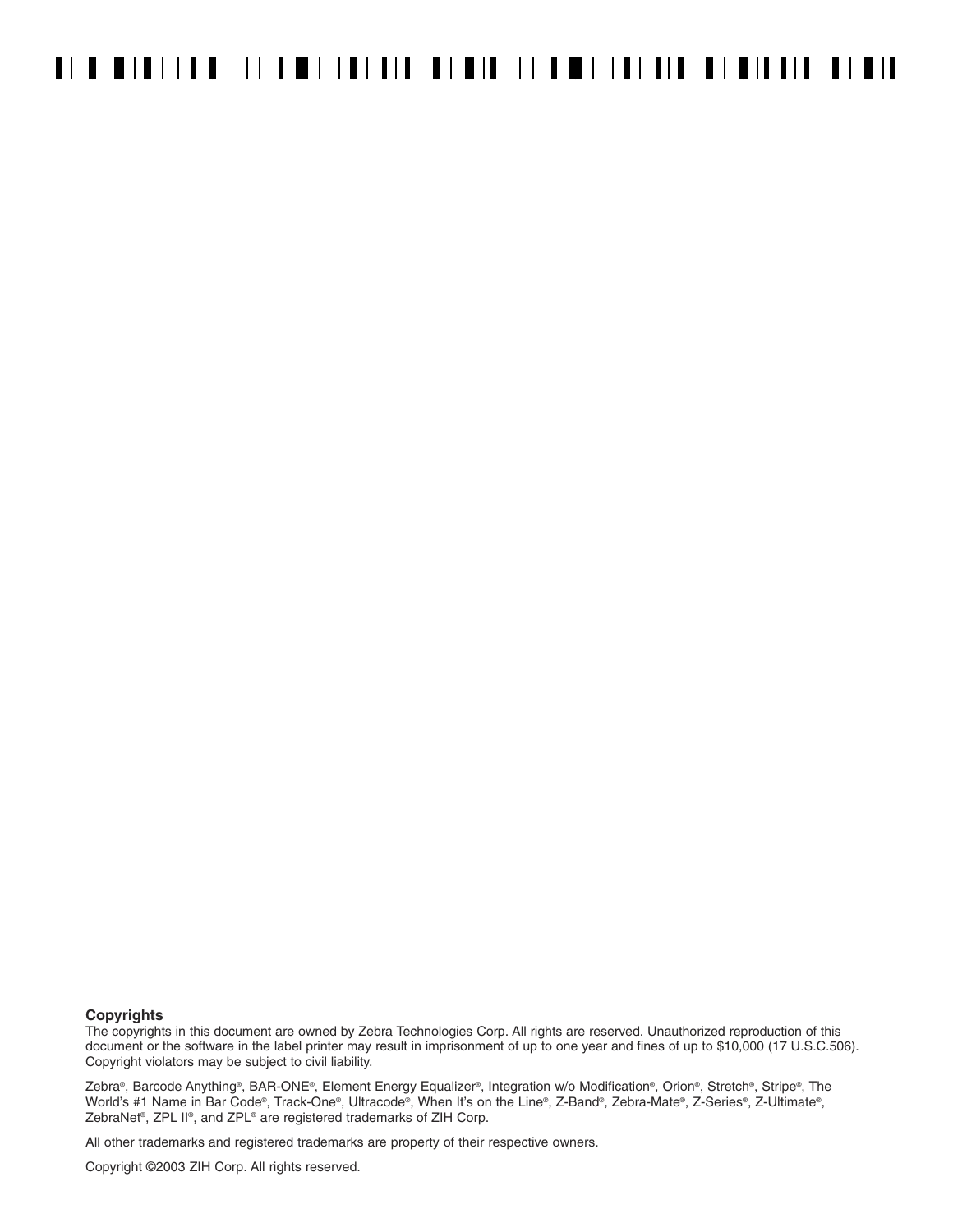**Copyrights**

The copyrights in this document are owned by Zebra Technologies Corp. All rights are reserved. Unauthorized reproduction of this document or the software in the label printer may result in imprisonment of up to one year and fines of up to $10,000 (17 U.S.C.506). Copyright violators may be subject to civil liability.

Zebra®, Barcode Anything®, BAR-ONE®, Element Energy Equalizer®, Integration w/o Modification®, Orion®, Stretch®, Stripe®, The World's #1 Name in Bar Code®, Track-One®, Ultracode®, When It's on the Line®, Z-Band®, Zebra-Mate®, Z-Series®, Z-Ultimate®, ZebraNet®, ZPL II®, and ZPL® are registered trademarks of ZIH Corp.

All other trademarks and registered trademarks are property of their respective owners.

Copyright ©2003 ZIH Corp. All rights reserved.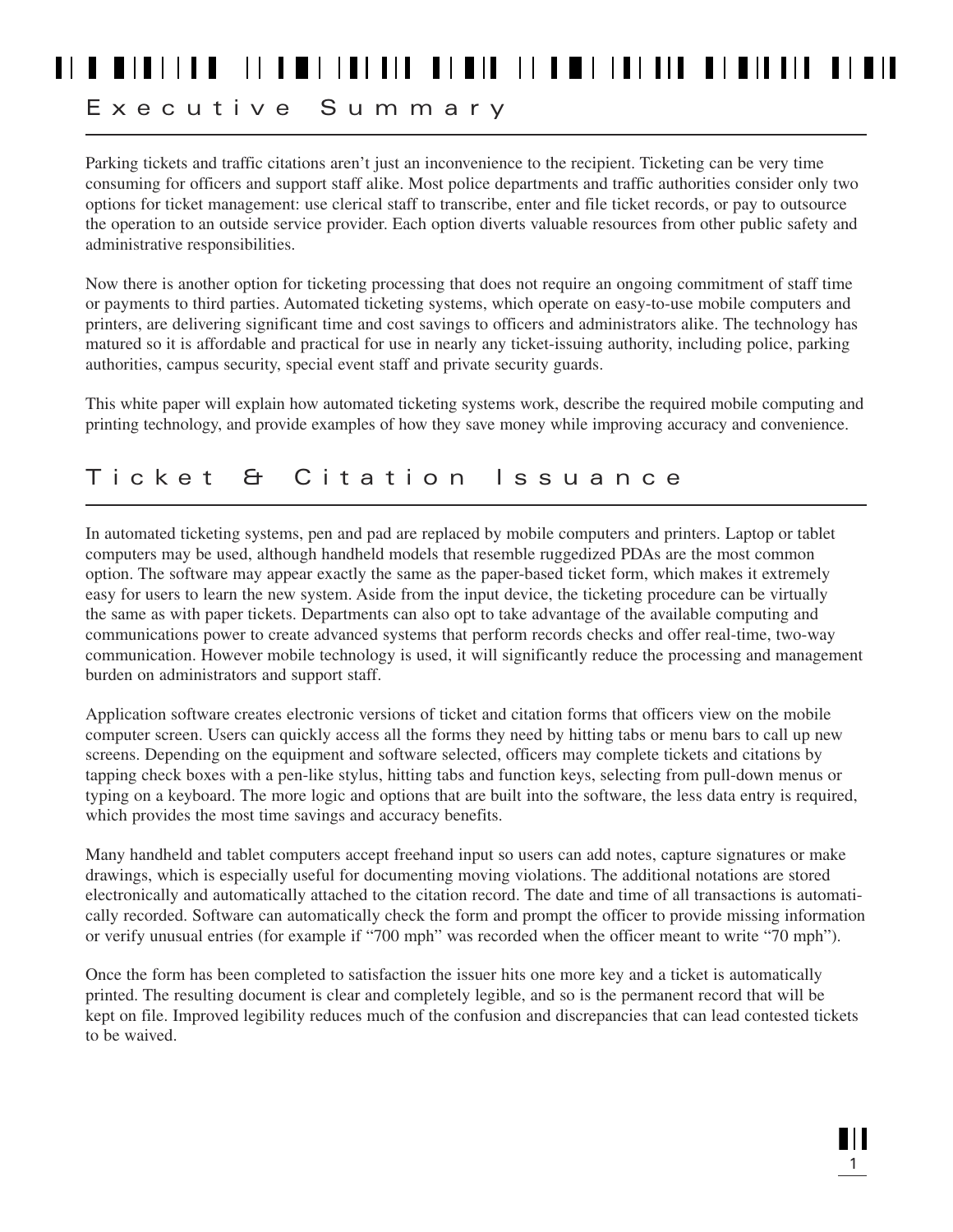## Executive Summary

Parking tickets and traffic citations aren't just an inconvenience to the recipient. Ticketing can be very time consuming for officers and support staff alike. Most police departments and traffic authorities consider only two options for ticket management: use clerical staff to transcribe, enter and file ticket records, or pay to outsource the operation to an outside service provider. Each option diverts valuable resources from other public safety and administrative responsibilities.

Now there is another option for ticketing processing that does not require an ongoing commitment of staff time or payments to third parties. Automated ticketing systems, which operate on easy-to-use mobile computers and printers, are delivering significant time and cost savings to officers and administrators alike. The technology has matured so it is affordable and practical for use in nearly any ticket-issuing authority, including police, parking authorities, campus security, special event staff and private security guards.

This white paper will explain how automated ticketing systems work, describe the required mobile computing and printing technology, and provide examples of how they save money while improving accuracy and convenience.

## Ticket & Citation Issuance

In automated ticketing systems, pen and pad are replaced by mobile computers and printers. Laptop or tablet computers may be used, although handheld models that resemble ruggedized PDAs are the most common option. The software may appear exactly the same as the paper-based ticket form, which makes it extremely easy for users to learn the new system. Aside from the input device, the ticketing procedure can be virtually the same as with paper tickets. Departments can also opt to take advantage of the available computing and communications power to create advanced systems that perform records checks and offer real-time, two-way communication. However mobile technology is used, it will significantly reduce the processing and management burden on administrators and support staff.

Application software creates electronic versions of ticket and citation forms that officers view on the mobile computer screen. Users can quickly access all the forms they need by hitting tabs or menu bars to call up new screens. Depending on the equipment and software selected, officers may complete tickets and citations by tapping check boxes with a pen-like stylus, hitting tabs and function keys, selecting from pull-down menus or typing on a keyboard. The more logic and options that are built into the software, the less data entry is required, which provides the most time savings and accuracy benefits.

Many handheld and tablet computers accept freehand input so users can add notes, capture signatures or make drawings, which is especially useful for documenting moving violations. The additional notations are stored electronically and automatically attached to the citation record. The date and time of all transactions is automatically recorded. Software can automatically check the form and prompt the officer to provide missing information or verify unusual entries (for example if "700 mph" was recorded when the officer meant to write "70 mph").

Once the form has been completed to satisfaction the issuer hits one more key and a ticket is automatically printed. The resulting document is clear and completely legible, and so is the permanent record that will be kept on file. Improved legibility reduces much of the confusion and discrepancies that can lead contested tickets to be waived.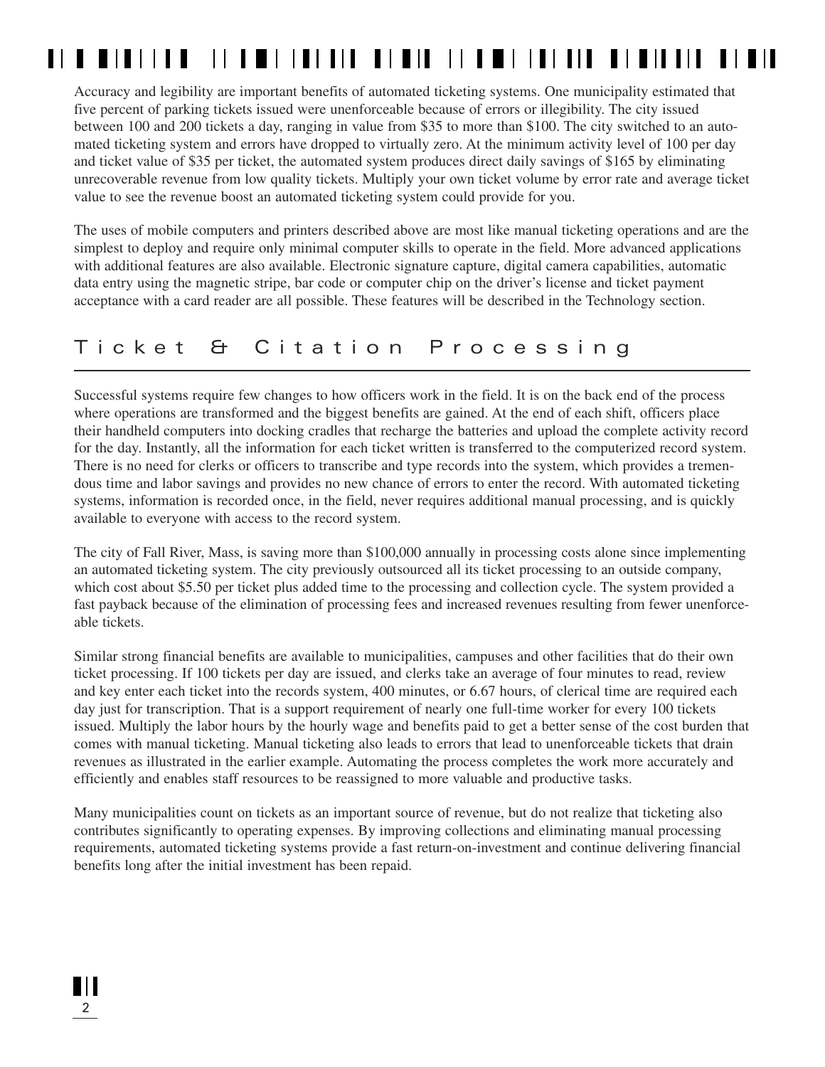Accuracy and legibility are important benefits of automated ticketing systems. One municipality estimated that five percent of parking tickets issued were unenforceable because of errors or illegibility. The city issued between 100 and 200 tickets a day, ranging in value from $35 to more than $100. The city switched to an automated ticketing system and errors have dropped to virtually zero. At the minimum activity level of 100 per day and ticket value of $35 per ticket, the automated system produces direct daily savings of $165 by eliminating unrecoverable revenue from low quality tickets. Multiply your own ticket volume by error rate and average ticket value to see the revenue boost an automated ticketing system could provide for you.

The uses of mobile computers and printers described above are most like manual ticketing operations and are the simplest to deploy and require only minimal computer skills to operate in the field. More advanced applications with additional features are also available. Electronic signature capture, digital camera capabilities, automatic data entry using the magnetic stripe, bar code or computer chip on the driver's license and ticket payment acceptance with a card reader are all possible. These features will be described in the Technology section.

## Ticket & Citation Processing

Successful systems require few changes to how officers work in the field. It is on the back end of the process where operations are transformed and the biggest benefits are gained. At the end of each shift, officers place their handheld computers into docking cradles that recharge the batteries and upload the complete activity record for the day. Instantly, all the information for each ticket written is transferred to the computerized record system. There is no need for clerks or officers to transcribe and type records into the system, which provides a tremendous time and labor savings and provides no new chance of errors to enter the record. With automated ticketing systems, information is recorded once, in the field, never requires additional manual processing, and is quickly available to everyone with access to the record system.

The city of Fall River, Mass, is saving more than $100,000 annually in processing costs alone since implementing an automated ticketing system. The city previously outsourced all its ticket processing to an outside company, which cost about $5.50 per ticket plus added time to the processing and collection cycle. The system provided a fast payback because of the elimination of processing fees and increased revenues resulting from fewer unenforceable tickets.

Similar strong financial benefits are available to municipalities, campuses and other facilities that do their own ticket processing. If 100 tickets per day are issued, and clerks take an average of four minutes to read, review and key enter each ticket into the records system, 400 minutes, or 6.67 hours, of clerical time are required each day just for transcription. That is a support requirement of nearly one full-time worker for every 100 tickets issued. Multiply the labor hours by the hourly wage and benefits paid to get a better sense of the cost burden that comes with manual ticketing. Manual ticketing also leads to errors that lead to unenforceable tickets that drain revenues as illustrated in the earlier example. Automating the process completes the work more accurately and efficiently and enables staff resources to be reassigned to more valuable and productive tasks.

Many municipalities count on tickets as an important source of revenue, but do not realize that ticketing also contributes significantly to operating expenses. By improving collections and eliminating manual processing requirements, automated ticketing systems provide a fast return-on-investment and continue delivering financial benefits long after the initial investment has been repaid.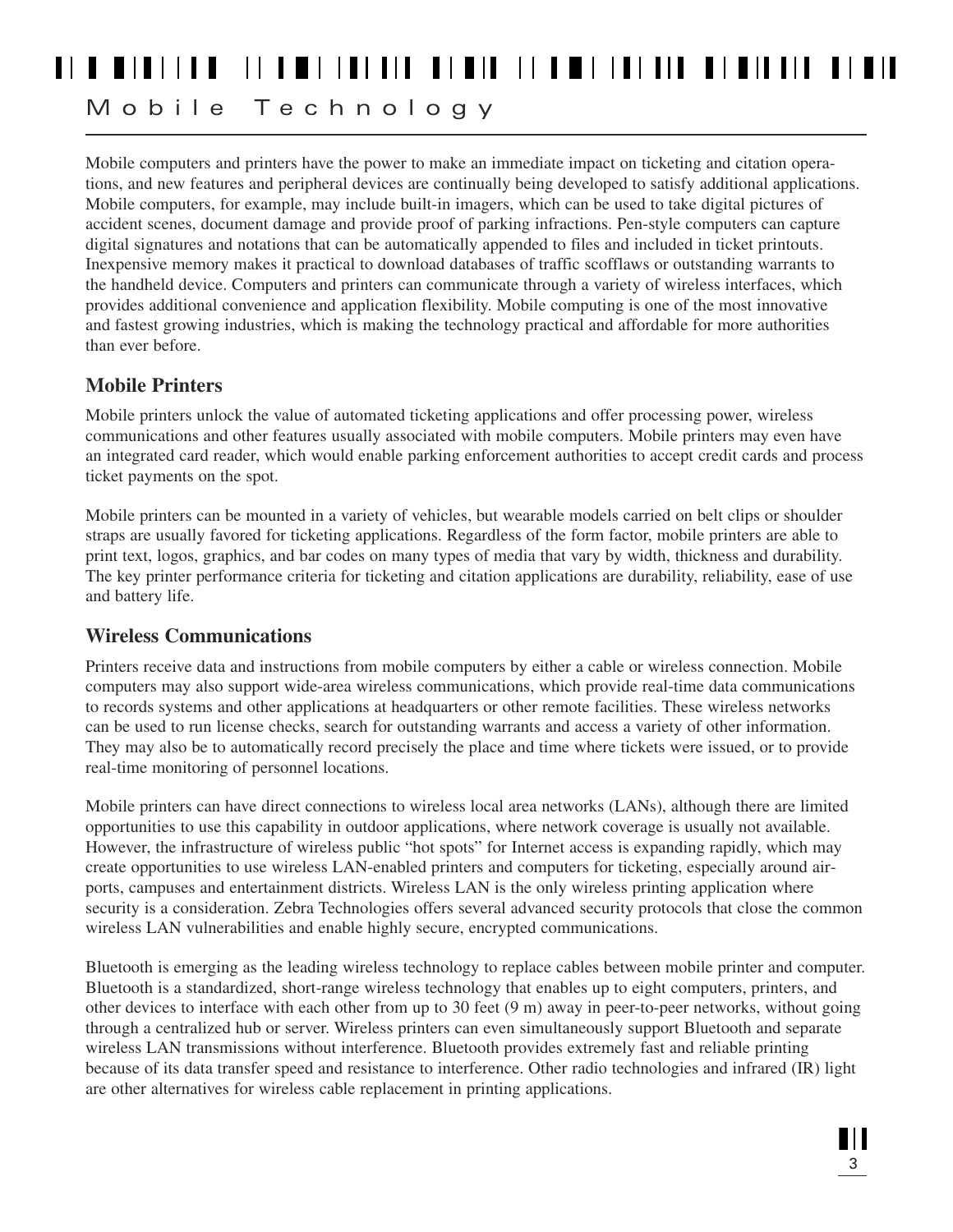# Mobile Technology

Mobile computers and printers have the power to make an immediate impact on ticketing and citation operations, and new features and peripheral devices are continually being developed to satisfy additional applications. Mobile computers, for example, may include built-in imagers, which can be used to take digital pictures of accident scenes, document damage and provide proof of parking infractions. Pen-style computers can capture digital signatures and notations that can be automatically appended to files and included in ticket printouts. Inexpensive memory makes it practical to download databases of traffic scofflaws or outstanding warrants to the handheld device. Computers and printers can communicate through a variety of wireless interfaces, which provides additional convenience and application flexibility. Mobile computing is one of the most innovative and fastest growing industries, which is making the technology practical and affordable for more authorities than ever before.

## Mobile Printers

Mobile printers unlock the value of automated ticketing applications and offer processing power, wireless communications and other features usually associated with mobile computers. Mobile printers may even have an integrated card reader, which would enable parking enforcement authorities to accept credit cards and process ticket payments on the spot.

Mobile printers can be mounted in a variety of vehicles, but wearable models carried on belt clips or shoulder straps are usually favored for ticketing applications. Regardless of the form factor, mobile printers are able to print text, logos, graphics, and bar codes on many types of media that vary by width, thickness and durability. The key printer performance criteria for ticketing and citation applications are durability, reliability, ease of use and battery life.

## Wireless Communications

Printers receive data and instructions from mobile computers by either a cable or wireless connection. Mobile computers may also support wide-area wireless communications, which provide real-time data communications to records systems and other applications at headquarters or other remote facilities. These wireless networks can be used to run license checks, search for outstanding warrants and access a variety of other information. They may also be to automatically record precisely the place and time where tickets were issued, or to provide real-time monitoring of personnel locations.

Mobile printers can have direct connections to wireless local area networks (LANs), although there are limited opportunities to use this capability in outdoor applications, where network coverage is usually not available. However, the infrastructure of wireless public “hot spots” for Internet access is expanding rapidly, which may create opportunities to use wireless LAN-enabled printers and computers for ticketing, especially around airports, campuses and entertainment districts. Wireless LAN is the only wireless printing application where security is a consideration. Zebra Technologies offers several advanced security protocols that close the common wireless LAN vulnerabilities and enable highly secure, encrypted communications.

Bluetooth is emerging as the leading wireless technology to replace cables between mobile printer and computer. Bluetooth is a standardized, short-range wireless technology that enables up to eight computers, printers, and other devices to interface with each other from up to 30 feet (9 m) away in peer-to-peer networks, without going through a centralized hub or server. Wireless printers can even simultaneously support Bluetooth and separate wireless LAN transmissions without interference. Bluetooth provides extremely fast and reliable printing because of its data transfer speed and resistance to interference. Other radio technologies and infrared (IR) light are other alternatives for wireless cable replacement in printing applications.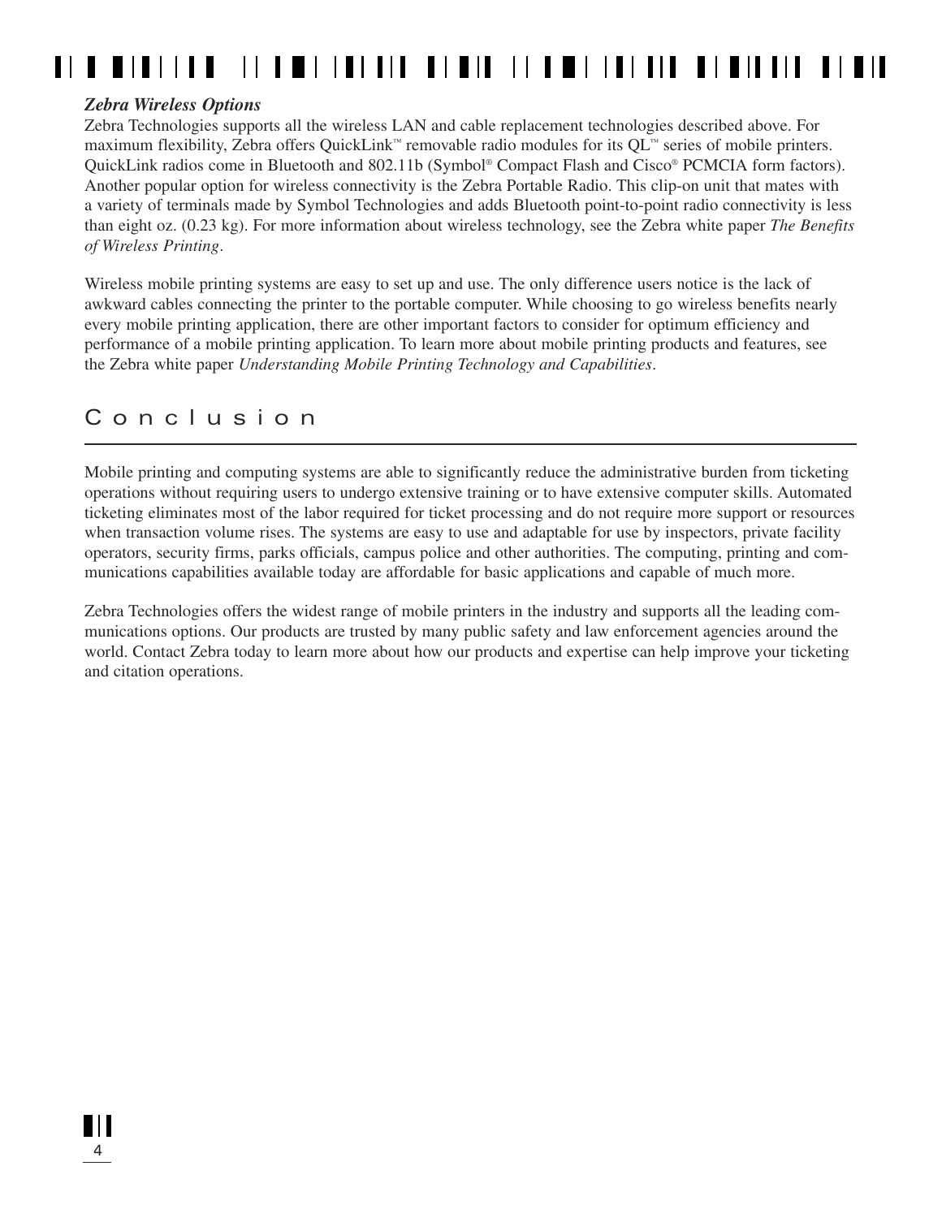### *Zebra Wireless Options*

Zebra Technologies supports all the wireless LAN and cable replacement technologies described above. For maximum flexibility, Zebra offers QuickLink™ removable radio modules for its QL™ series of mobile printers. QuickLink radios come in Bluetooth and 802.11b (Symbol® Compact Flash and Cisco® PCMCIA form factors). Another popular option for wireless connectivity is the Zebra Portable Radio. This clip-on unit that mates with a variety of terminals made by Symbol Technologies and adds Bluetooth point-to-point radio connectivity is less than eight oz. (0.23 kg). For more information about wireless technology, see the Zebra white paper *The Benefits of Wireless Printing*.

Wireless mobile printing systems are easy to set up and use. The only difference users notice is the lack of awkward cables connecting the printer to the portable computer. While choosing to go wireless benefits nearly every mobile printing application, there are other important factors to consider for optimum efficiency and performance of a mobile printing application. To learn more about mobile printing products and features, see the Zebra white paper *Understanding Mobile Printing Technology and Capabilities*.

## Conclusion

Mobile printing and computing systems are able to significantly reduce the administrative burden from ticketing operations without requiring users to undergo extensive training or to have extensive computer skills. Automated ticketing eliminates most of the labor required for ticket processing and do not require more support or resources when transaction volume rises. The systems are easy to use and adaptable for use by inspectors, private facility operators, security firms, parks officials, campus police and other authorities. The computing, printing and communications capabilities available today are affordable for basic applications and capable of much more.

Zebra Technologies offers the widest range of mobile printers in the industry and supports all the leading communications options. Our products are trusted by many public safety and law enforcement agencies around the world. Contact Zebra today to learn more about how our products and expertise can help improve your ticketing and citation operations.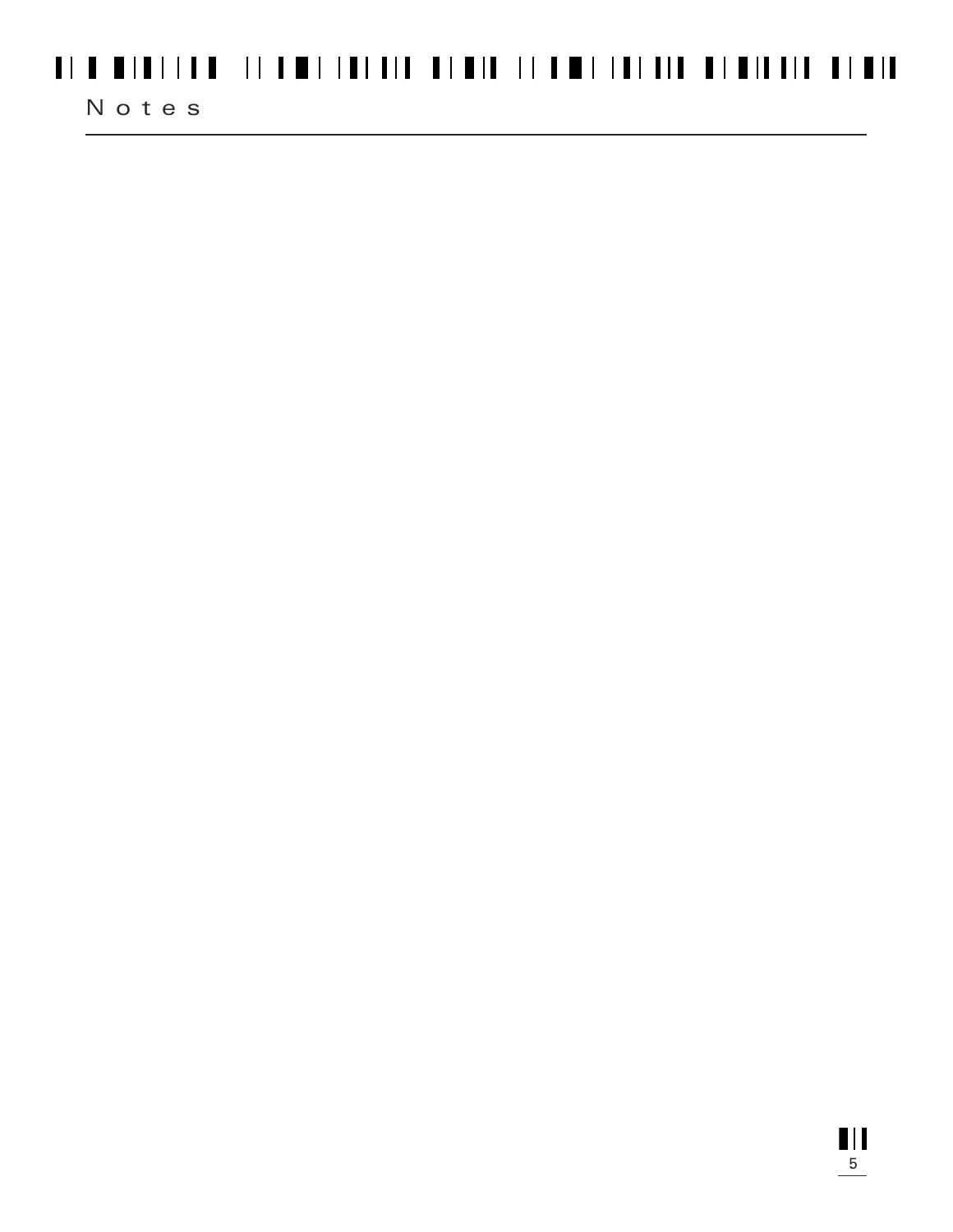# Notes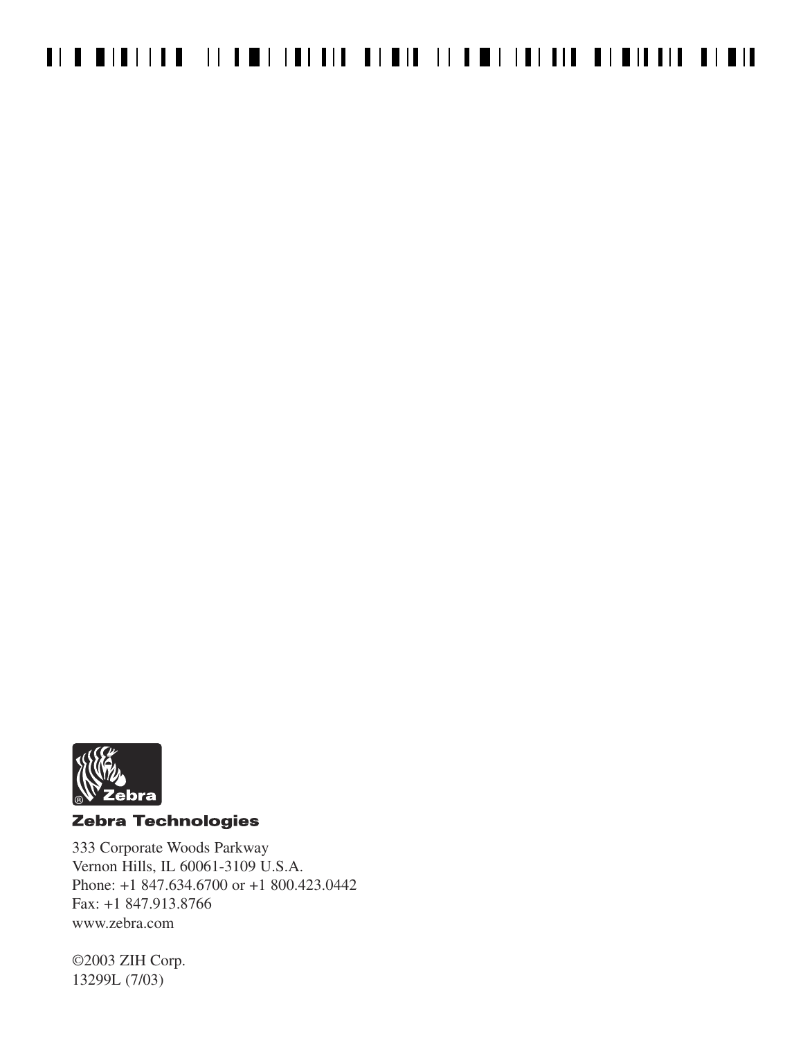**Zebra Technologies**

333 Corporate Woods Parkway
Vernon Hills, IL 60061-3109 U.S.A.
Phone: +1 847.634.6700 or +1 800.423.0442
Fax: +1 847.913.8766
www.zebra.com

©2003 ZIH Corp.
13299L (7/03)